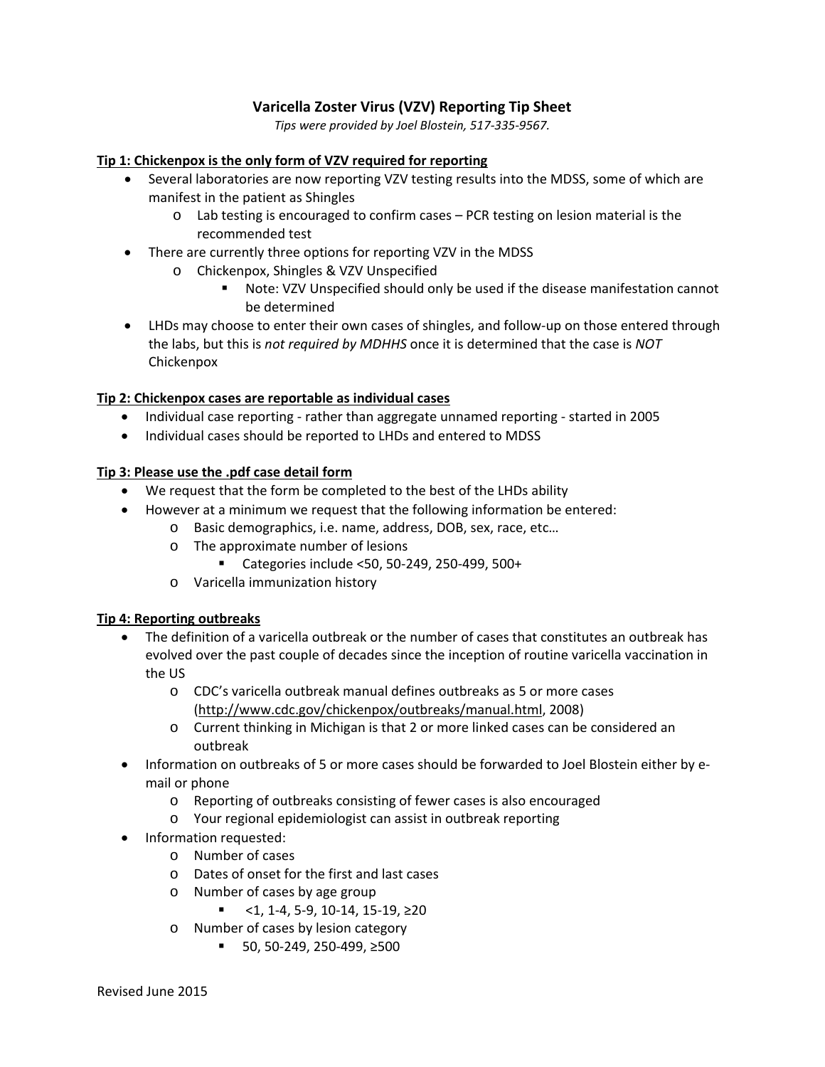# Varicella Zoster Virus (VZV) Reporting Tip Sheet

*Tips were provided by Joel Blostein, 517-335-9567.*

## Tip 1: Chickenpox is the only form of VZV required for reporting

- Several laboratories are now reporting VZV testing results into the MDSS, some of which are manifest in the patient as Shingles
  - Lab testing is encouraged to confirm cases – PCR testing on lesion material is the recommended test
- There are currently three options for reporting VZV in the MDSS
  - Chickenpox, Shingles & VZV Unspecified
    - Note: VZV Unspecified should only be used if the disease manifestation cannot be determined
- LHDs may choose to enter their own cases of shingles, and follow-up on those entered through the labs, but this is *not required by MDHHS* once it is determined that the case is *NOT* Chickenpox

## Tip 2: Chickenpox cases are reportable as individual cases

- Individual case reporting - rather than aggregate unnamed reporting - started in 2005
- Individual cases should be reported to LHDs and entered to MDSS

## Tip 3: Please use the .pdf case detail form

- We request that the form be completed to the best of the LHDs ability
- However at a minimum we request that the following information be entered:
  - Basic demographics, i.e. name, address, DOB, sex, race, etc…
  - The approximate number of lesions
    - Categories include <50, 50-249, 250-499, 500+
  - Varicella immunization history

## Tip 4: Reporting outbreaks

- The definition of a varicella outbreak or the number of cases that constitutes an outbreak has evolved over the past couple of decades since the inception of routine varicella vaccination in the US
  - CDC's varicella outbreak manual defines outbreaks as 5 or more cases (http://www.cdc.gov/chickenpox/outbreaks/manual.html, 2008)
  - Current thinking in Michigan is that 2 or more linked cases can be considered an outbreak
- Information on outbreaks of 5 or more cases should be forwarded to Joel Blostein either by e-mail or phone
  - Reporting of outbreaks consisting of fewer cases is also encouraged
  - Your regional epidemiologist can assist in outbreak reporting
- Information requested:
  - Number of cases
  - Dates of onset for the first and last cases
  - Number of cases by age group
    - <1, 1-4, 5-9, 10-14, 15-19, ≥20
  - Number of cases by lesion category
    - 50, 50-249, 250-499, ≥500

Revised June 2015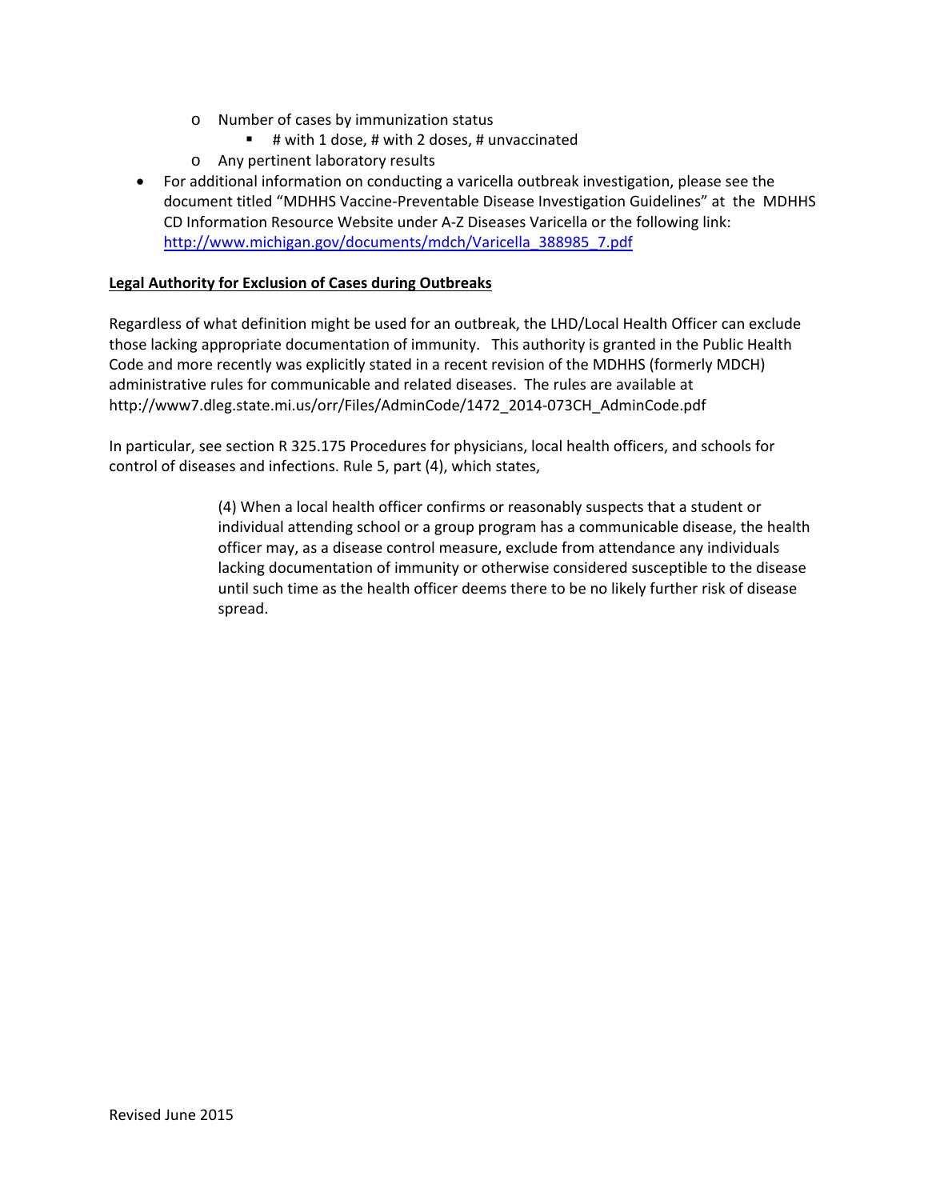- Number of cases by immunization status
    - # with 1 dose, # with 2 doses, # unvaccinated
  - Any pertinent laboratory results
- For additional information on conducting a varicella outbreak investigation, please see the document titled "MDHHS Vaccine-Preventable Disease Investigation Guidelines" at the MDHHS CD Information Resource Website under A-Z Diseases Varicella or the following link: [http://www.michigan.gov/documents/mdch/Varicella_388985_7.pdf](http://www.michigan.gov/documents/mdch/Varicella_388985_7.pdf)

**Legal Authority for Exclusion of Cases during Outbreaks**

Regardless of what definition might be used for an outbreak, the LHD/Local Health Officer can exclude those lacking appropriate documentation of immunity. This authority is granted in the Public Health Code and more recently was explicitly stated in a recent revision of the MDHHS (formerly MDCH) administrative rules for communicable and related diseases. The rules are available at http://www7.dleg.state.mi.us/orr/Files/AdminCode/1472_2014-073CH_AdminCode.pdf

In particular, see section R 325.175 Procedures for physicians, local health officers, and schools for control of diseases and infections. Rule 5, part (4), which states,

> (4) When a local health officer confirms or reasonably suspects that a student or individual attending school or a group program has a communicable disease, the health officer may, as a disease control measure, exclude from attendance any individuals lacking documentation of immunity or otherwise considered susceptible to the disease until such time as the health officer deems there to be no likely further risk of disease spread.

Revised June 2015